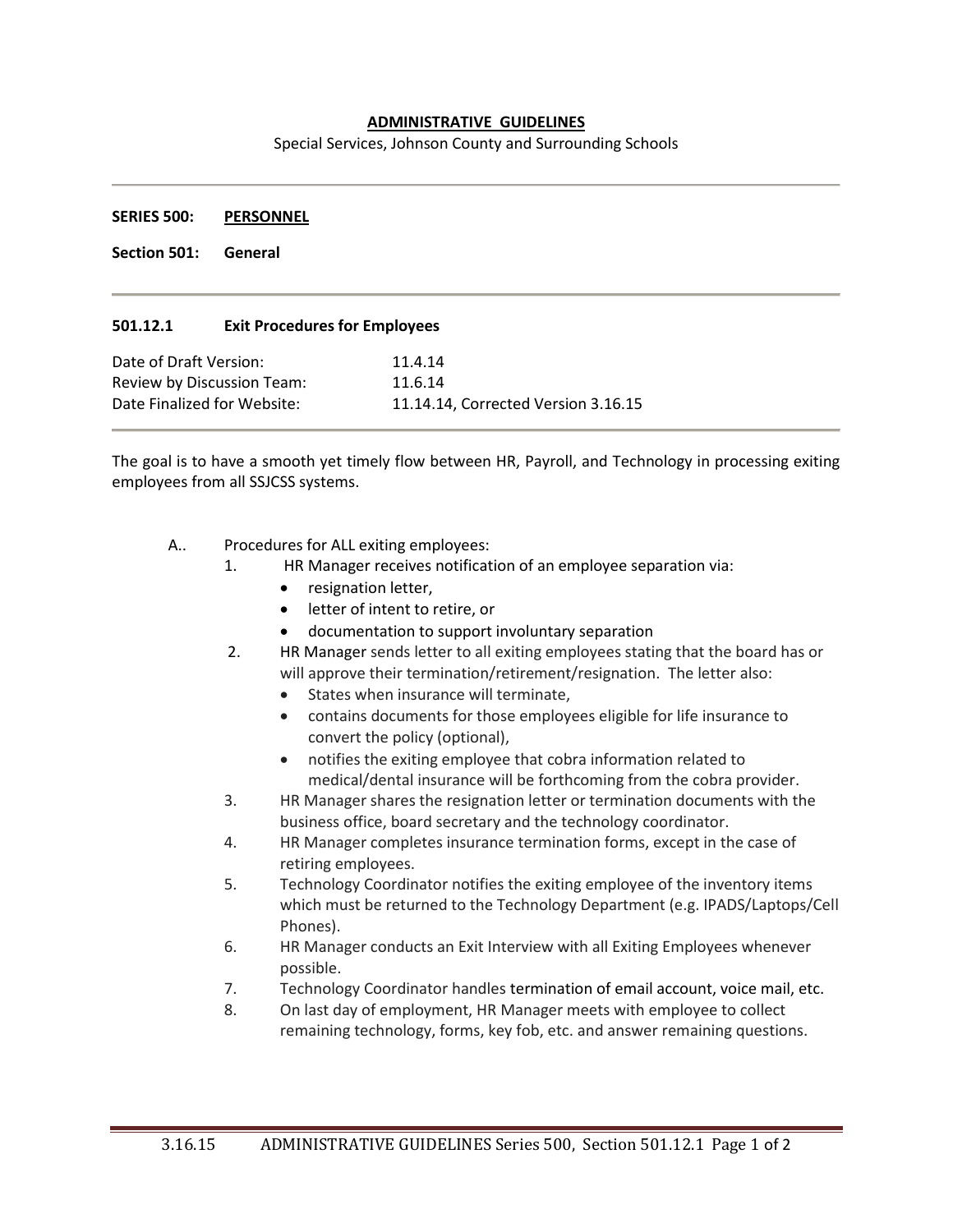**ADMINISTRATIVE GUIDELINES**

Special Services, Johnson County and Surrounding Schools

---

**SERIES 500: PERSONNEL**

**Section 501: General**

---

### 501.12.1 Exit Procedures for Employees

| | |
|---|---|
| Date of Draft Version: | 11.4.14 |
| Review by Discussion Team: | 11.6.14 |
| Date Finalized for Website: | 11.14.14, Corrected Version 3.16.15 |

---

The goal is to have a smooth yet timely flow between HR, Payroll, and Technology in processing exiting employees from all SSJCSS systems.

A.. Procedures for ALL exiting employees:

1. HR Manager receives notification of an employee separation via:
   - resignation letter,
   - letter of intent to retire, or
   - documentation to support involuntary separation
2. HR Manager sends letter to all exiting employees stating that the board has or will approve their termination/retirement/resignation. The letter also:
   - States when insurance will terminate,
   - contains documents for those employees eligible for life insurance to convert the policy (optional),
   - notifies the exiting employee that cobra information related to medical/dental insurance will be forthcoming from the cobra provider.
3. HR Manager shares the resignation letter or termination documents with the business office, board secretary and the technology coordinator.
4. HR Manager completes insurance termination forms, except in the case of retiring employees.
5. Technology Coordinator notifies the exiting employee of the inventory items which must be returned to the Technology Department (e.g. IPADS/Laptops/Cell Phones).
6. HR Manager conducts an Exit Interview with all Exiting Employees whenever possible.
7. Technology Coordinator handles termination of email account, voice mail, etc.
8. On last day of employment, HR Manager meets with employee to collect remaining technology, forms, key fob, etc. and answer remaining questions.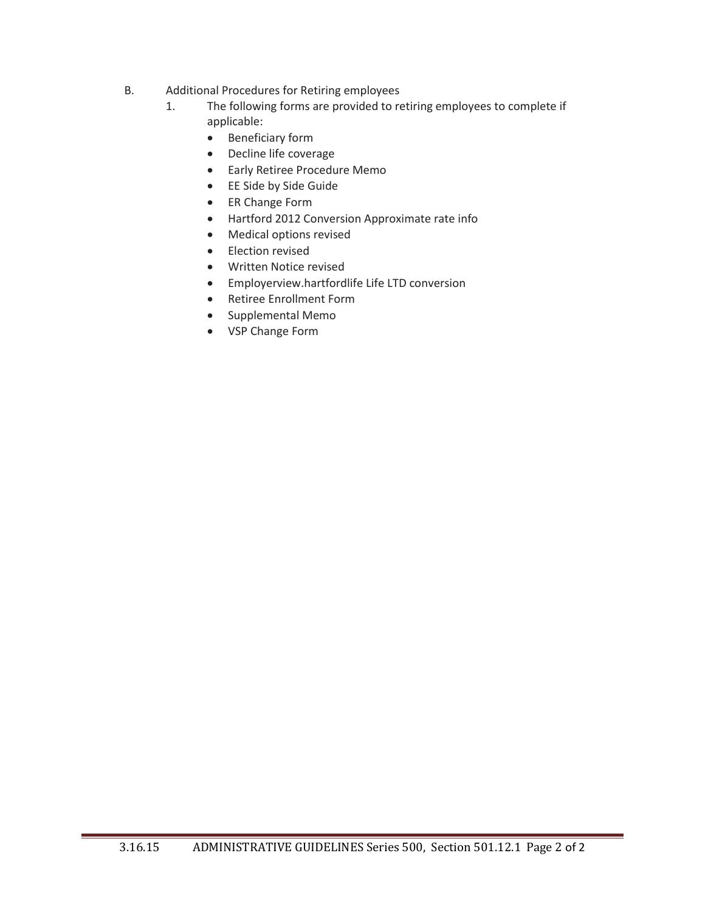B. Additional Procedures for Retiring employees

1. The following forms are provided to retiring employees to complete if applicable:
   - Beneficiary form
   - Decline life coverage
   - Early Retiree Procedure Memo
   - EE Side by Side Guide
   - ER Change Form
   - Hartford 2012 Conversion Approximate rate info
   - Medical options revised
   - Election revised
   - Written Notice revised
   - Employerview.hartfordlife Life LTD conversion
   - Retiree Enrollment Form
   - Supplemental Memo
   - VSP Change Form